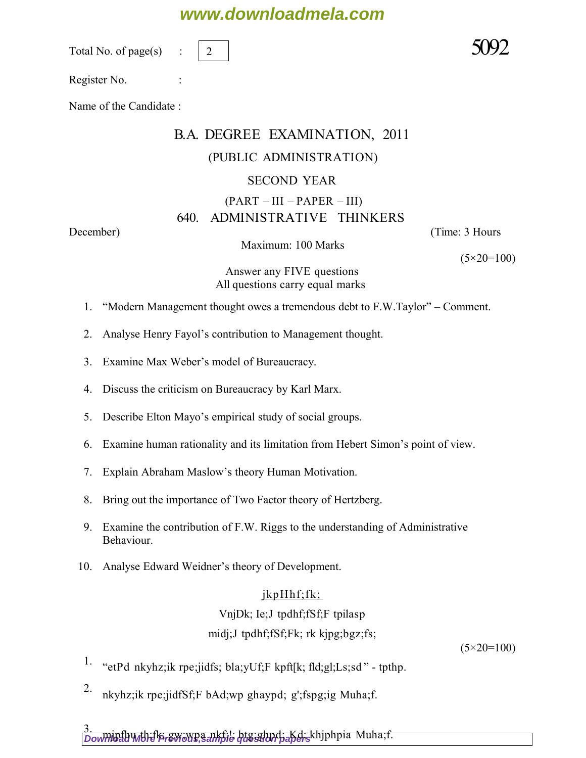Total No. of page(s) : 2

5092

Register No. :

Name of the Candidate :

# B.A. DEGREE EXAMINATION, 2011

## (PUBLIC ADMINISTRATION)

## SECOND YEAR

### (PART – III – PAPER – III)

### 640. ADMINISTRATIVE THINKERS

December) (Time: 3 Hours

Maximum: 100 Marks

(5×20=100)

Answer any FIVE questions
All questions carry equal marks

1. “Modern Management thought owes a tremendous debt to F.W.Taylor” – Comment.
2. Analyse Henry Fayol’s contribution to Management thought.
3. Examine Max Weber’s model of Bureaucracy.
4. Discuss the criticism on Bureaucracy by Karl Marx.
5. Describe Elton Mayo’s empirical study of social groups.
6. Examine human rationality and its limitation from Hebert Simon’s point of view.
7. Explain Abraham Maslow’s theory Human Motivation.
8. Bring out the importance of Two Factor theory of Hertzberg.
9. Examine the contribution of F.W. Riggs to the understanding of Administrative Behaviour.
10. Analyse Edward Weidner’s theory of Development.

jkpHhf;fk;

VnjDk; Ie;J tpdhf;fSf;F tpilasp

midj;J tpdhf;fSf;Fk; rk kjpg;bgz;fs;

(5×20=100)

1. “etPd nkyhz;ik rpe;jidfs; bla;yUf;F kpft[k; fld;gl;Ls;sd” - tpthp.
2. nkyhz;ik rpe;jidfSf;F bAd;wp ghaypd; g';fspg;ig Muha;f.
3. mipfbu th;fs gw;wpa nkf;!; btg;ghpd; Kd; khjphpia Muha;f.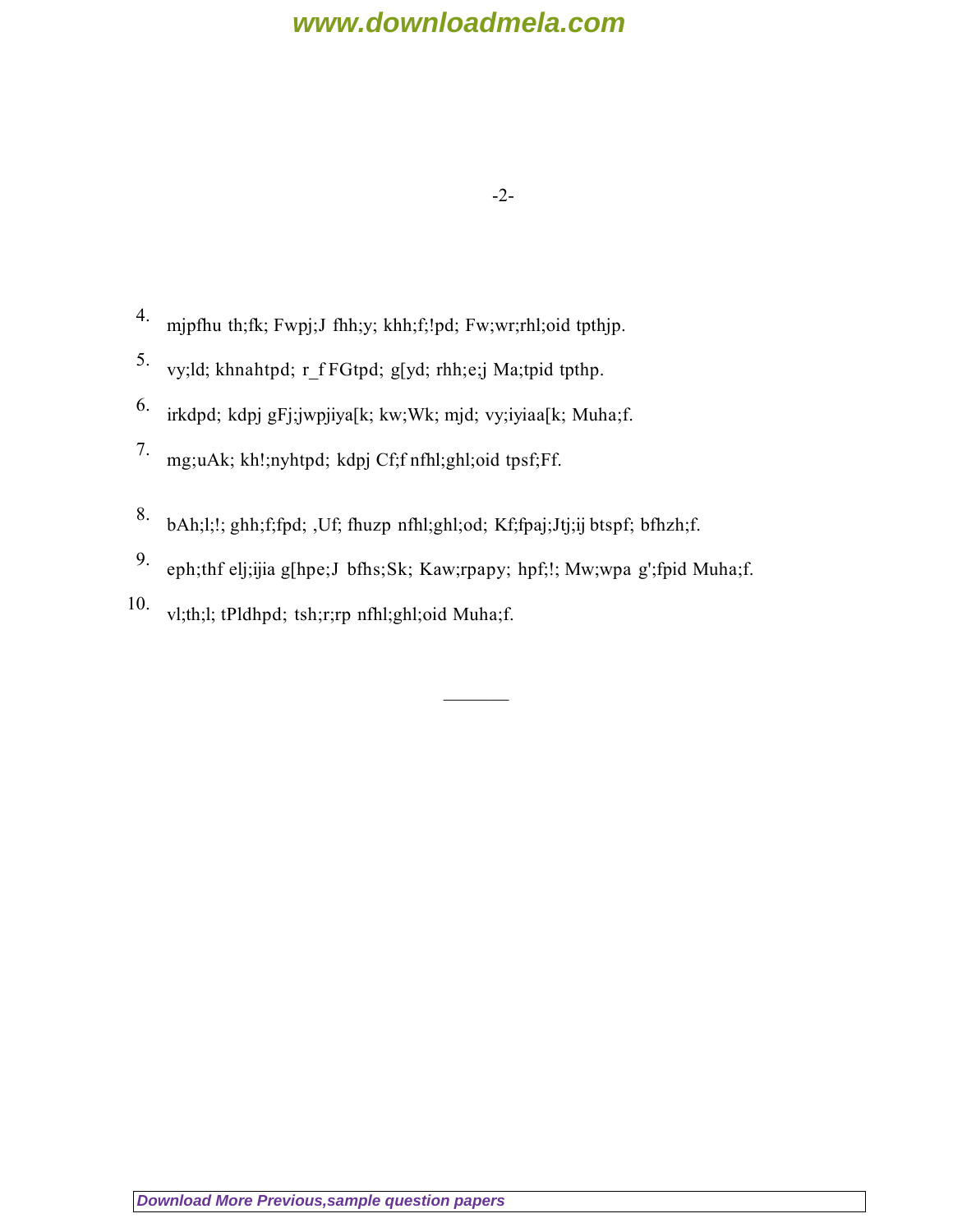4. mjpfhu th;fk; Fwpj;J fhh;y; khh;f;!pd; Fw;wr;rhl;oid tpthjp.

5. vy;ld; khnahtpd; r_f FGtpd; g[yd; rhh;e;j Ma;tpid tpthp.

6. irkdpd; kdpj gFj;jwpjiya[k; kw;Wk; mjd; vy;iyaa[k; Muha;f.

7. mg;uAk; kh!;nyhtpd; kdpj Cf;f nfhl;ghl;oid tpsf;Ff.

8. bAh;l;!; ghh;f;fpd; ,Uf; fhuzp nfhl;ghl;od; Kf;fpaj;Jtj;ij btspf; bfhzh;f.

9. eph;thf elj;ijia g[hpe;J bfhs;Sk; Kaw;rpapy; hpf;!; Mw;wpa g';fpid Muha;f.

10. vl;th;l; tPldhpd; tsh;r;rp nfhl;ghl;oid Muha;f.

---